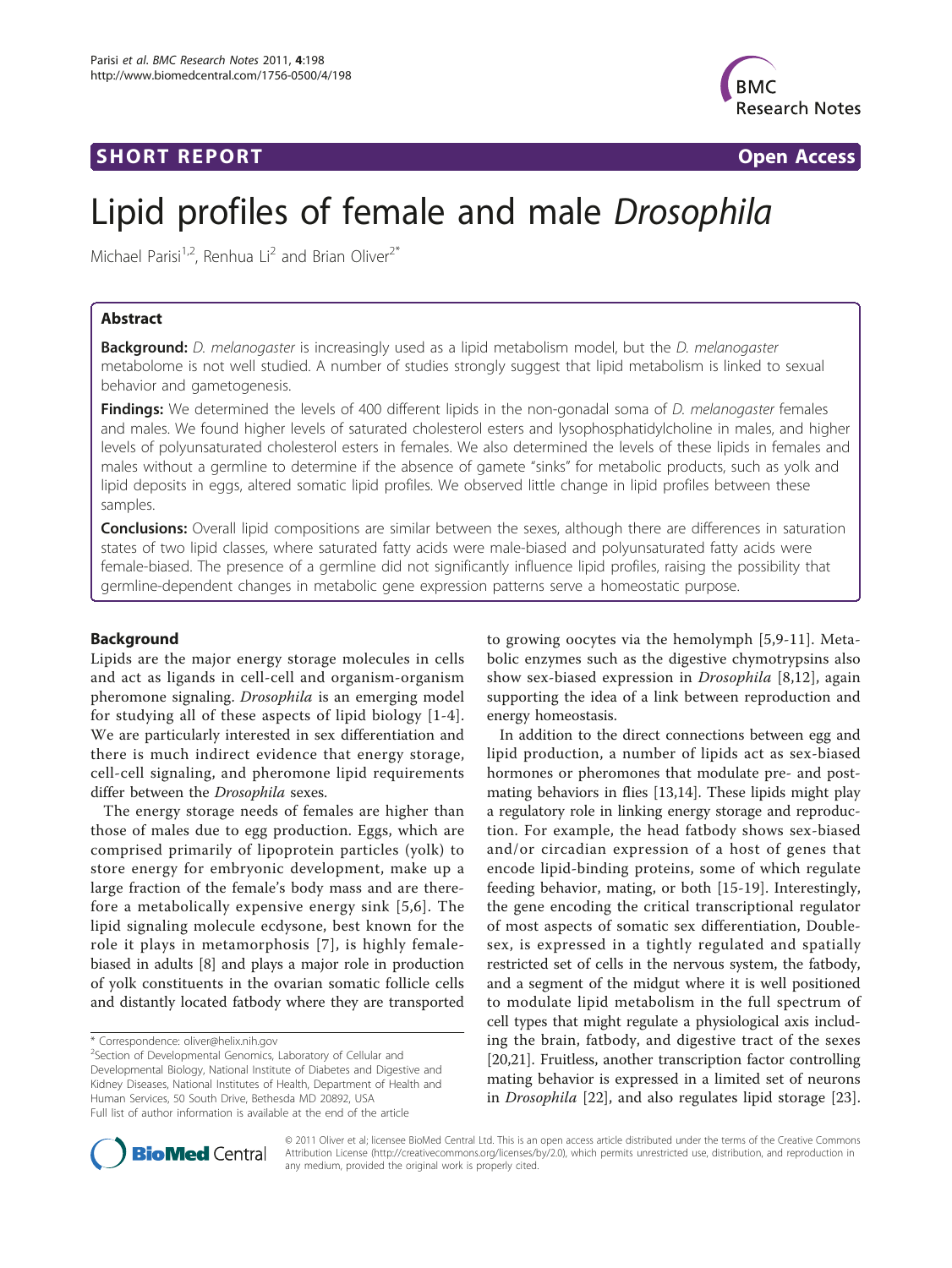**SHORT REPORT** **Open Access**

# Lipid profiles of female and male *Drosophila*

Michael Parisi[1,2], Renhua Li[2] and Brian Oliver[2*]

## Abstract

**Background:** *D. melanogaster* is increasingly used as a lipid metabolism model, but the *D. melanogaster* metabolome is not well studied. A number of studies strongly suggest that lipid metabolism is linked to sexual behavior and gametogenesis.

**Findings:** We determined the levels of 400 different lipids in the non-gonadal soma of *D. melanogaster* females and males. We found higher levels of saturated cholesterol esters and lysophosphatidylcholine in males, and higher levels of polyunsaturated cholesterol esters in females. We also determined the levels of these lipids in females and males without a germline to determine if the absence of gamete "sinks" for metabolic products, such as yolk and lipid deposits in eggs, altered somatic lipid profiles. We observed little change in lipid profiles between these samples.

**Conclusions:** Overall lipid compositions are similar between the sexes, although there are differences in saturation states of two lipid classes, where saturated fatty acids were male-biased and polyunsaturated fatty acids were female-biased. The presence of a germline did not significantly influence lipid profiles, raising the possibility that germline-dependent changes in metabolic gene expression patterns serve a homeostatic purpose.

## Background

Lipids are the major energy storage molecules in cells and act as ligands in cell-cell and organism-organism pheromone signaling. *Drosophila* is an emerging model for studying all of these aspects of lipid biology [1-4]. We are particularly interested in sex differentiation and there is much indirect evidence that energy storage, cell-cell signaling, and pheromone lipid requirements differ between the *Drosophila* sexes.

The energy storage needs of females are higher than those of males due to egg production. Eggs, which are comprised primarily of lipoprotein particles (yolk) to store energy for embryonic development, make up a large fraction of the female's body mass and are therefore a metabolically expensive energy sink [5,6]. The lipid signaling molecule ecdysone, best known for the role it plays in metamorphosis [7], is highly female-biased in adults [8] and plays a major role in production of yolk constituents in the ovarian somatic follicle cells and distantly located fatbody where they are transported to growing oocytes via the hemolymph [5,9-11]. Metabolic enzymes such as the digestive chymotrypsins also show sex-biased expression in *Drosophila* [8,12], again supporting the idea of a link between reproduction and energy homeostasis.

In addition to the direct connections between egg and lipid production, a number of lipids act as sex-biased hormones or pheromones that modulate pre- and post-mating behaviors in flies [13,14]. These lipids might play a regulatory role in linking energy storage and reproduction. For example, the head fatbody shows sex-biased and/or circadian expression of a host of genes that encode lipid-binding proteins, some of which regulate feeding behavior, mating, or both [15-19]. Interestingly, the gene encoding the critical transcriptional regulator of most aspects of somatic sex differentiation, Doublesex, is expressed in a tightly regulated and spatially restricted set of cells in the nervous system, the fatbody, and a segment of the midgut where it is well positioned to modulate lipid metabolism in the full spectrum of cell types that might regulate a physiological axis including the brain, fatbody, and digestive tract of the sexes [20,21]. Fruitless, another transcription factor controlling mating behavior is expressed in a limited set of neurons in *Drosophila* [22], and also regulates lipid storage [23].

\* Correspondence: oliver@helix.nih.gov

[2]Section of Developmental Genomics, Laboratory of Cellular and Developmental Biology, National Institute of Diabetes and Digestive and Kidney Diseases, National Institutes of Health, Department of Health and Human Services, 50 South Drive, Bethesda MD 20892, USA

Full list of author information is available at the end of the article

© 2011 Oliver et al; licensee BioMed Central Ltd. This is an open access article distributed under the terms of the Creative Commons Attribution License (http://creativecommons.org/licenses/by/2.0), which permits unrestricted use, distribution, and reproduction in any medium, provided the original work is properly cited.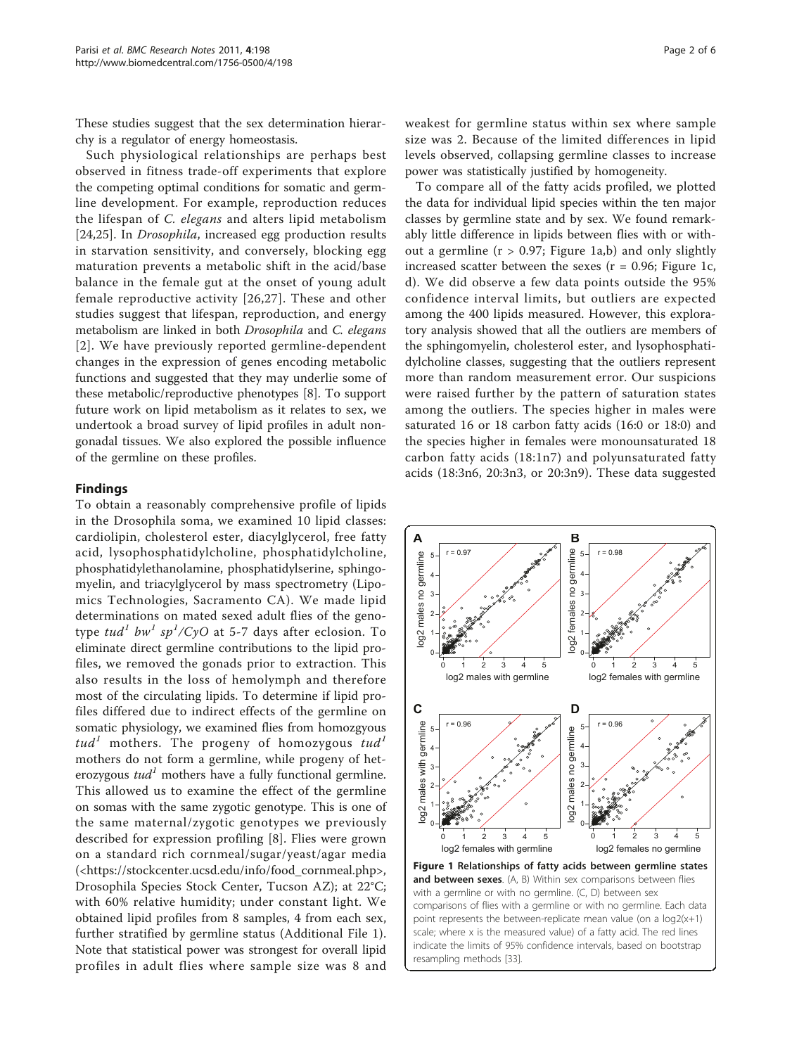These studies suggest that the sex determination hierarchy is a regulator of energy homeostasis.

Such physiological relationships are perhaps best observed in fitness trade-off experiments that explore the competing optimal conditions for somatic and germline development. For example, reproduction reduces the lifespan of *C. elegans* and alters lipid metabolism [24,25]. In *Drosophila*, increased egg production results in starvation sensitivity, and conversely, blocking egg maturation prevents a metabolic shift in the acid/base balance in the female gut at the onset of young adult female reproductive activity [26,27]. These and other studies suggest that lifespan, reproduction, and energy metabolism are linked in both *Drosophila* and *C. elegans* [2]. We have previously reported germline-dependent changes in the expression of genes encoding metabolic functions and suggested that they may underlie some of these metabolic/reproductive phenotypes [8]. To support future work on lipid metabolism as it relates to sex, we undertook a broad survey of lipid profiles in adult non-gonadal tissues. We also explored the possible influence of the germline on these profiles.

## Findings

To obtain a reasonably comprehensive profile of lipids in the Drosophila soma, we examined 10 lipid classes: cardiolipin, cholesterol ester, diacylglycerol, free fatty acid, lysophosphatidylcholine, phosphatidylcholine, phosphatidylethanolamine, phosphatidylserine, sphingomyelin, and triacylglycerol by mass spectrometry (Lipomics Technologies, Sacramento CA). We made lipid determinations on mated sexed adult flies of the genotype *tud*[1] *bw*[1] *sp*[1]/*CyO* at 5-7 days after eclosion. To eliminate direct germline contributions to the lipid profiles, we removed the gonads prior to extraction. This also results in the loss of hemolymph and therefore most of the circulating lipids. To determine if lipid profiles differed due to indirect effects of the germline on somatic physiology, we examined flies from homozgyous *tud*[1] mothers. The progeny of homozygous *tud*[1] mothers do not form a germline, while progeny of heterozygous *tud*[1] mothers have a fully functional germline. This allowed us to examine the effect of the germline on somas with the same zygotic genotype. This is one of the same maternal/zygotic genotypes we previously described for expression profiling [8]. Flies were grown on a standard rich cornmeal/sugar/yeast/agar media (<https://stockcenter.ucsd.edu/info/food_cornmeal.php>, Drosophila Species Stock Center, Tucson AZ); at 22°C; with 60% relative humidity; under constant light. We obtained lipid profiles from 8 samples, 4 from each sex, further stratified by germline status (Additional File 1). Note that statistical power was strongest for overall lipid profiles in adult flies where sample size was 8 and weakest for germline status within sex where sample size was 2. Because of the limited differences in lipid levels observed, collapsing germline classes to increase power was statistically justified by homogeneity.

To compare all of the fatty acids profiled, we plotted the data for individual lipid species within the ten major classes by germline state and by sex. We found remarkably little difference in lipids between flies with or without a germline ($r > 0.97$; Figure 1a,b) and only slightly increased scatter between the sexes ($r = 0.96$; Figure 1c, d). We did observe a few data points outside the 95% confidence interval limits, but outliers are expected among the 400 lipids measured. However, this exploratory analysis showed that all the outliers are members of the sphingomyelin, cholesterol ester, and lysophosphatidylcholine classes, suggesting that the outliers represent more than random measurement error. Our suspicions were raised further by the pattern of saturation states among the outliers. The species higher in males were saturated 16 or 18 carbon fatty acids (16:0 or 18:0) and the species higher in females were monounsaturated 18 carbon fatty acids (18:1n7) and polyunsaturated fatty acids (18:3n6, 20:3n3, or 20:3n9). These data suggested

**Figure 1 Relationships of fatty acids between germline states and between sexes**. (A, B) Within sex comparisons between flies with a germline or with no germline. (C, D) between sex comparisons of flies with a germline or with no germline. Each data point represents the between-replicate mean value (on a log2(x+1) scale; where x is the measured value) of a fatty acid. The red lines indicate the limits of 95% confidence intervals, based on bootstrap resampling methods [33].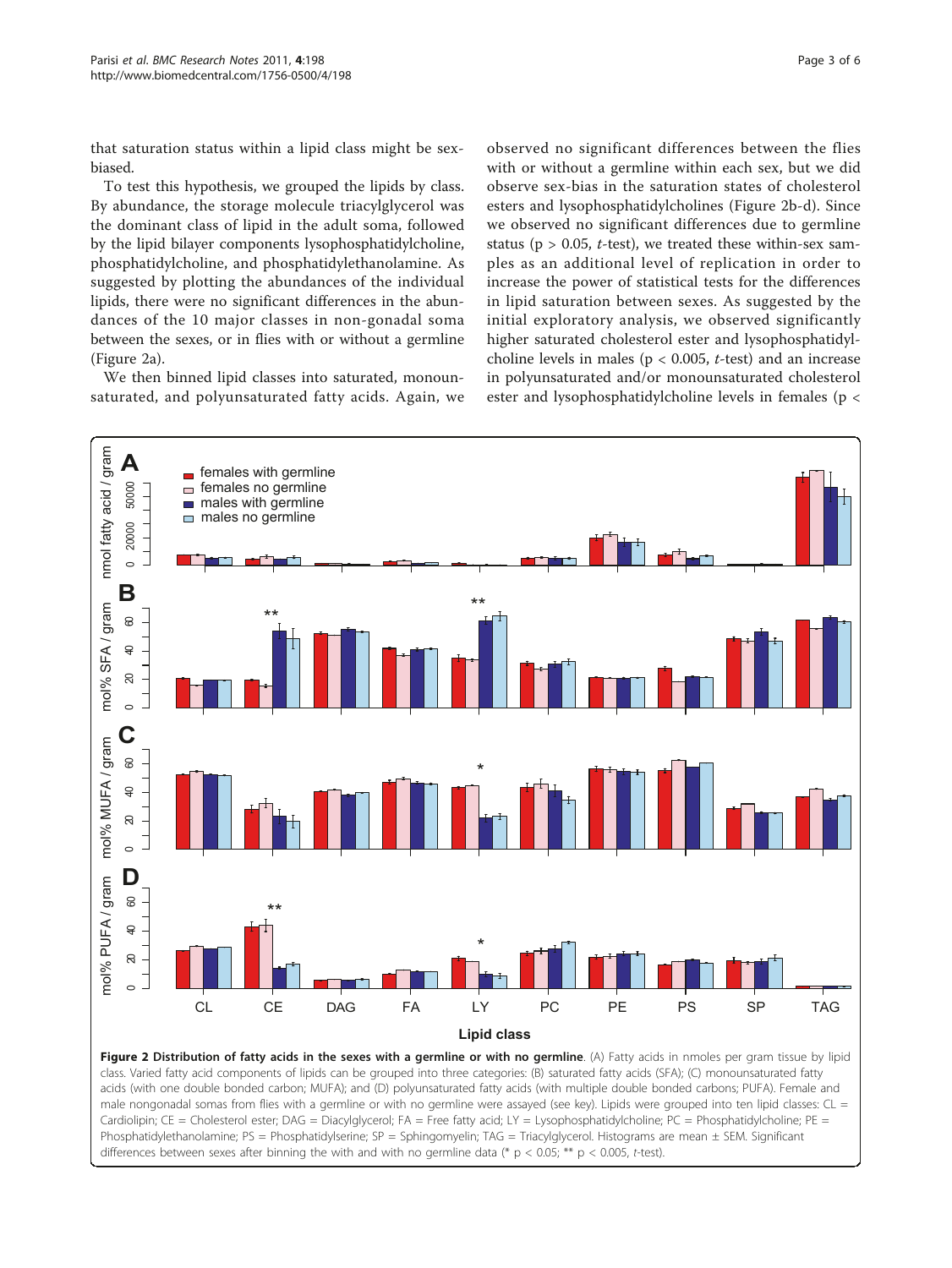that saturation status within a lipid class might be sex-biased.

To test this hypothesis, we grouped the lipids by class. By abundance, the storage molecule triacylglycerol was the dominant class of lipid in the adult soma, followed by the lipid bilayer components lysophosphatidylcholine, phosphatidylcholine, and phosphatidylethanolamine. As suggested by plotting the abundances of the individual lipids, there were no significant differences in the abundances of the 10 major classes in non-gonadal soma between the sexes, or in flies with or without a germline (Figure 2a).

We then binned lipid classes into saturated, monounsaturated, and polyunsaturated fatty acids. Again, we observed no significant differences between the flies with or without a germline within each sex, but we did observe sex-bias in the saturation states of cholesterol esters and lysophosphatidylcholines (Figure 2b-d). Since we observed no significant differences due to germline status ($p > 0.05$, *t*-test), we treated these within-sex samples as an additional level of replication in order to increase the power of statistical tests for the differences in lipid saturation between sexes. As suggested by the initial exploratory analysis, we observed significantly higher saturated cholesterol ester and lysophosphatidylcholine levels in males ($p < 0.005$, *t*-test) and an increase in polyunsaturated and/or monounsaturated cholesterol ester and lysophosphatidylcholine levels in females ($p <$

**Figure 2 Distribution of fatty acids in the sexes with a germline or with no germline**. (A) Fatty acids in nmoles per gram tissue by lipid class. Varied fatty acid components of lipids can be grouped into three categories: (B) saturated fatty acids (SFA); (C) monounsaturated fatty acids (with one double bonded carbon; MUFA); and (D) polyunsaturated fatty acids (with multiple double bonded carbons; PUFA). Female and male nongonadal somas from flies with a germline or with no germline were assayed (see key). Lipids were grouped into ten lipid classes: CL = Cardiolipin; CE = Cholesterol ester; DAG = Diacylglycerol; FA = Free fatty acid; LY = Lysophosphatidylcholine; PC = Phosphatidylcholine; PE = Phosphatidylethanolamine; PS = Phosphatidylserine; SP = Sphingomyelin; TAG = Triacylglycerol. Histograms are mean ± SEM. Significant differences between sexes after binning the with and with no germline data (* $p < 0.05$; ** $p < 0.005$, *t*-test).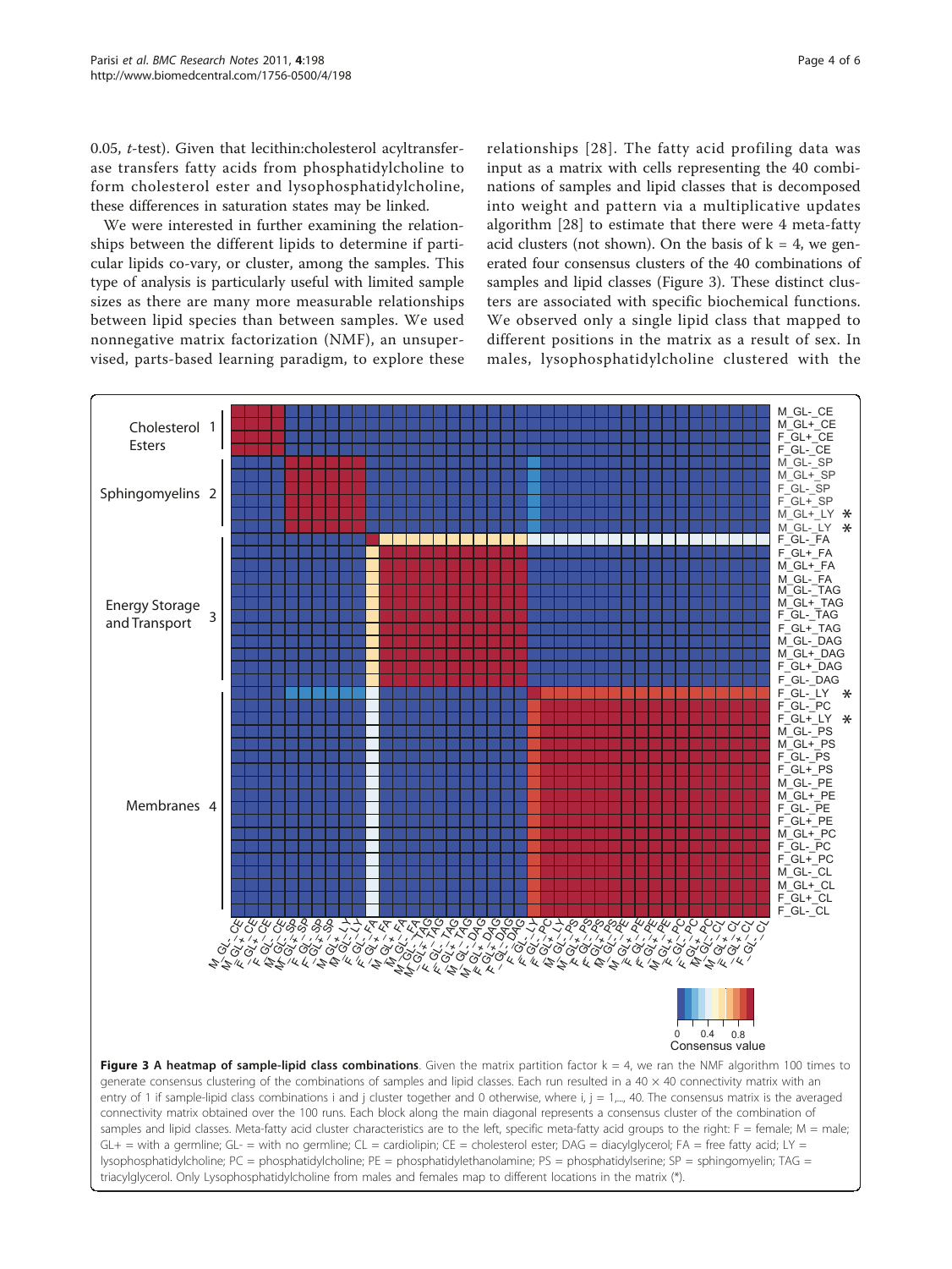0.05, *t*-test). Given that lecithin:cholesterol acyltransferase transfers fatty acids from phosphatidylcholine to form cholesterol ester and lysophosphatidylcholine, these differences in saturation states may be linked.

We were interested in further examining the relationships between the different lipids to determine if particular lipids co-vary, or cluster, among the samples. This type of analysis is particularly useful with limited sample sizes as there are many more measurable relationships between lipid species than between samples. We used nonnegative matrix factorization (NMF), an unsupervised, parts-based learning paradigm, to explore these relationships [28]. The fatty acid profiling data was input as a matrix with cells representing the 40 combinations of samples and lipid classes that is decomposed into weight and pattern via a multiplicative updates algorithm [28] to estimate that there were 4 meta-fatty acid clusters (not shown). On the basis of k = 4, we generated four consensus clusters of the 40 combinations of samples and lipid classes (Figure 3). These distinct clusters are associated with specific biochemical functions. We observed only a single lipid class that mapped to different positions in the matrix as a result of sex. In males, lysophosphatidylcholine clustered with the

**Figure 3 A heatmap of sample-lipid class combinations**. Given the matrix partition factor k = 4, we ran the NMF algorithm 100 times to generate consensus clustering of the combinations of samples and lipid classes. Each run resulted in a 40 × 40 connectivity matrix with an entry of 1 if sample-lipid class combinations i and j cluster together and 0 otherwise, where i, j = 1,..., 40. The consensus matrix is the averaged connectivity matrix obtained over the 100 runs. Each block along the main diagonal represents a consensus cluster of the combination of samples and lipid classes. Meta-fatty acid cluster characteristics are to the left, specific meta-fatty acid groups to the right: F = female; M = male; GL+ = with a germline; GL- = with no germline; CL = cardiolipin; CE = cholesterol ester; DAG = diacylglycerol; FA = free fatty acid; LY = lysophosphatidylcholine; PC = phosphatidylcholine; PE = phosphatidylethanolamine; PS = phosphatidylserine; SP = sphingomyelin; TAG = triacylglycerol. Only Lysophosphatidylcholine from males and females map to different locations in the matrix (*).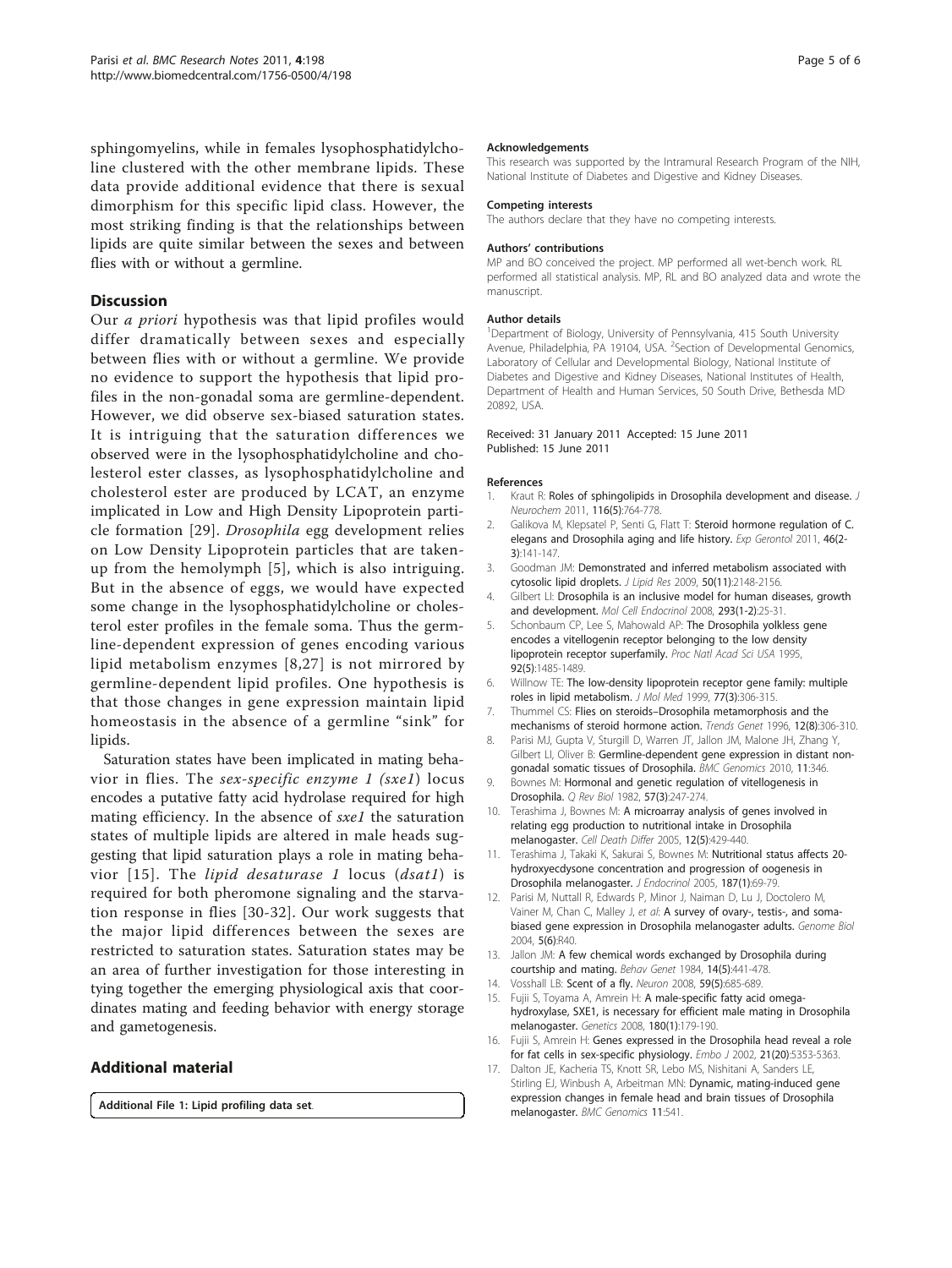sphingomyelins, while in females lysophosphatidylcholine clustered with the other membrane lipids. These data provide additional evidence that there is sexual dimorphism for this specific lipid class. However, the most striking finding is that the relationships between lipids are quite similar between the sexes and between flies with or without a germline.

## Discussion

Our *a priori* hypothesis was that lipid profiles would differ dramatically between sexes and especially between flies with or without a germline. We provide no evidence to support the hypothesis that lipid profiles in the non-gonadal soma are germline-dependent. However, we did observe sex-biased saturation states. It is intriguing that the saturation differences we observed were in the lysophosphatidylcholine and cholesterol ester classes, as lysophosphatidylcholine and cholesterol ester are produced by LCAT, an enzyme implicated in Low and High Density Lipoprotein particle formation [29]. *Drosophila* egg development relies on Low Density Lipoprotein particles that are taken-up from the hemolymph [5], which is also intriguing. But in the absence of eggs, we would have expected some change in the lysophosphatidylcholine or cholesterol ester profiles in the female soma. Thus the germline-dependent expression of genes encoding various lipid metabolism enzymes [8,27] is not mirrored by germline-dependent lipid profiles. One hypothesis is that those changes in gene expression maintain lipid homeostasis in the absence of a germline "sink" for lipids.

Saturation states have been implicated in mating behavior in flies. The *sex-specific enzyme 1 (sxe1)* locus encodes a putative fatty acid hydrolase required for high mating efficiency. In the absence of *sxe1* the saturation states of multiple lipids are altered in male heads suggesting that lipid saturation plays a role in mating behavior [15]. The *lipid desaturase 1* locus (*dsat1*) is required for both pheromone signaling and the starvation response in flies [30-32]. Our work suggests that the major lipid differences between the sexes are restricted to saturation states. Saturation states may be an area of further investigation for those interesting in tying together the emerging physiological axis that coordinates mating and feeding behavior with energy storage and gametogenesis.

## Additional material

**Additional File 1: Lipid profiling data set**.

### Acknowledgements

This research was supported by the Intramural Research Program of the NIH, National Institute of Diabetes and Digestive and Kidney Diseases.

### Competing interests

The authors declare that they have no competing interests.

### Authors' contributions

MP and BO conceived the project. MP performed all wet-bench work. RL performed all statistical analysis. MP, RL and BO analyzed data and wrote the manuscript.

### Author details

[1]Department of Biology, University of Pennsylvania, 415 South University Avenue, Philadelphia, PA 19104, USA. [2]Section of Developmental Genomics, Laboratory of Cellular and Developmental Biology, National Institute of Diabetes and Digestive and Kidney Diseases, National Institutes of Health, Department of Health and Human Services, 50 South Drive, Bethesda MD 20892, USA.

Received: 31 January 2011 Accepted: 15 June 2011
Published: 15 June 2011

### References

1. Kraut R: Roles of sphingolipids in Drosophila development and disease. *J Neurochem* 2011, 116(5):764-778.
2. Galikova M, Klepsatel P, Senti G, Flatt T: Steroid hormone regulation of C. elegans and Drosophila aging and life history. *Exp Gerontol* 2011, 46(2-3):141-147.
3. Goodman JM: Demonstrated and inferred metabolism associated with cytosolic lipid droplets. *J Lipid Res* 2009, 50(11):2148-2156.
4. Gilbert LI: Drosophila is an inclusive model for human diseases, growth and development. *Mol Cell Endocrinol* 2008, 293(1-2):25-31.
5. Schonbaum CP, Lee S, Mahowald AP: The Drosophila yolkless gene encodes a vitellogenin receptor belonging to the low density lipoprotein receptor superfamily. *Proc Natl Acad Sci USA* 1995, 92(5):1485-1489.
6. Willnow TE: The low-density lipoprotein receptor gene family: multiple roles in lipid metabolism. *J Mol Med* 1999, 77(3):306-315.
7. Thummel CS: Flies on steroids–Drosophila metamorphosis and the mechanisms of steroid hormone action. *Trends Genet* 1996, 12(8):306-310.
8. Parisi MJ, Gupta V, Sturgill D, Warren JT, Jallon JM, Malone JH, Zhang Y, Gilbert LI, Oliver B: Germline-dependent gene expression in distant non-gonadal somatic tissues of Drosophila. *BMC Genomics* 2010, 11:346.
9. Bownes M: Hormonal and genetic regulation of vitellogenesis in Drosophila. *Q Rev Biol* 1982, 57(3):247-274.
10. Terashima J, Bownes M: A microarray analysis of genes involved in relating egg production to nutritional intake in Drosophila melanogaster. *Cell Death Differ* 2005, 12(5):429-440.
11. Terashima J, Takaki K, Sakurai S, Bownes M: Nutritional status affects 20-hydroxyecdysone concentration and progression of oogenesis in Drosophila melanogaster. *J Endocrinol* 2005, 187(1):69-79.
12. Parisi M, Nuttall R, Edwards P, Minor J, Naiman D, Lu J, Doctolero M, Vainer M, Chan C, Malley J, *et al*: A survey of ovary-, testis-, and soma-biased gene expression in Drosophila melanogaster adults. *Genome Biol* 2004, 5(6):R40.
13. Jallon JM: A few chemical words exchanged by Drosophila during courtship and mating. *Behav Genet* 1984, 14(5):441-478.
14. Vosshall LB: Scent of a fly. *Neuron* 2008, 59(5):685-689.
15. Fujii S, Toyama A, Amrein H: A male-specific fatty acid omega-hydroxylase, SXE1, is necessary for efficient male mating in Drosophila melanogaster. *Genetics* 2008, 180(1):179-190.
16. Fujii S, Amrein H: Genes expressed in the Drosophila head reveal a role for fat cells in sex-specific physiology. *Embo J* 2002, 21(20):5353-5363.
17. Dalton JE, Kacheria TS, Knott SR, Lebo MS, Nishitani A, Sanders LE, Stirling EJ, Winbush A, Arbeitman MN: Dynamic, mating-induced gene expression changes in female head and brain tissues of Drosophila melanogaster. *BMC Genomics* 11:541.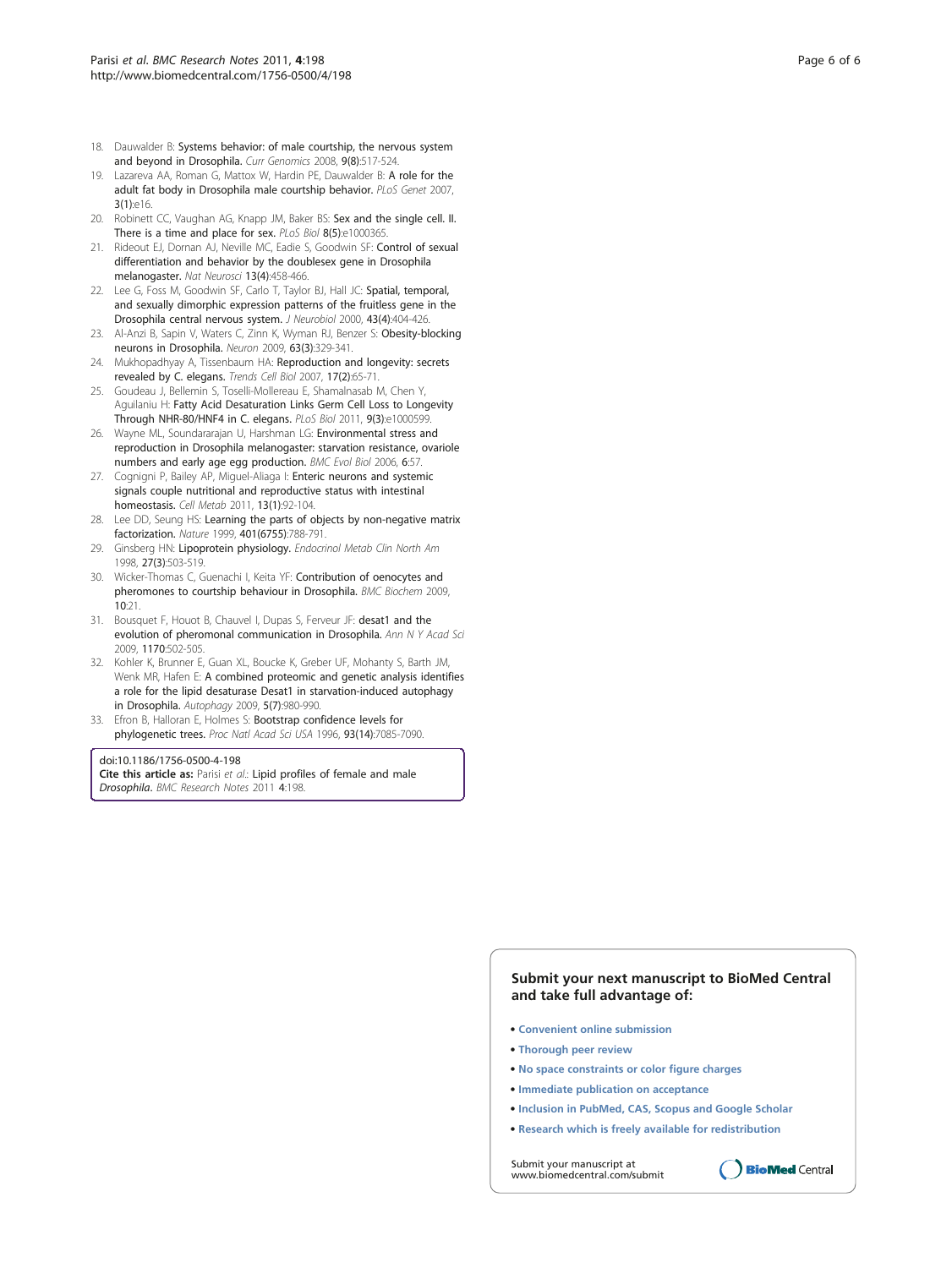18. Dauwalder B: **Systems behavior: of male courtship, the nervous system and beyond in Drosophila.** *Curr Genomics* 2008, **9(8)**:517-524.
19. Lazareva AA, Roman G, Mattox W, Hardin PE, Dauwalder B: **A role for the adult fat body in Drosophila male courtship behavior.** *PLoS Genet* 2007, **3(1)**:e16.
20. Robinett CC, Vaughan AG, Knapp JM, Baker BS: **Sex and the single cell. II. There is a time and place for sex.** *PLoS Biol* **8(5)**:e1000365.
21. Rideout EJ, Dornan AJ, Neville MC, Eadie S, Goodwin SF: **Control of sexual differentiation and behavior by the doublesex gene in Drosophila melanogaster.** *Nat Neurosci* **13(4)**:458-466.
22. Lee G, Foss M, Goodwin SF, Carlo T, Taylor BJ, Hall JC: **Spatial, temporal, and sexually dimorphic expression patterns of the fruitless gene in the Drosophila central nervous system.** *J Neurobiol* 2000, **43(4)**:404-426.
23. Al-Anzi B, Sapin V, Waters C, Zinn K, Wyman RJ, Benzer S: **Obesity-blocking neurons in Drosophila.** *Neuron* 2009, **63(3)**:329-341.
24. Mukhopadhyay A, Tissenbaum HA: **Reproduction and longevity: secrets revealed by C. elegans.** *Trends Cell Biol* 2007, **17(2)**:65-71.
25. Goudeau J, Bellemin S, Toselli-Mollereau E, Shamalnasab M, Chen Y, Aguilaniu H: **Fatty Acid Desaturation Links Germ Cell Loss to Longevity Through NHR-80/HNF4 in C. elegans.** *PLoS Biol* 2011, **9(3)**:e1000599.
26. Wayne ML, Soundararajan U, Harshman LG: **Environmental stress and reproduction in Drosophila melanogaster: starvation resistance, ovariole numbers and early age egg production.** *BMC Evol Biol* 2006, **6**:57.
27. Cognigni P, Bailey AP, Miguel-Aliaga I: **Enteric neurons and systemic signals couple nutritional and reproductive status with intestinal homeostasis.** *Cell Metab* 2011, **13(1)**:92-104.
28. Lee DD, Seung HS: **Learning the parts of objects by non-negative matrix factorization.** *Nature* 1999, **401(6755)**:788-791.
29. Ginsberg HN: **Lipoprotein physiology.** *Endocrinol Metab Clin North Am* 1998, **27(3)**:503-519.
30. Wicker-Thomas C, Guenachi I, Keita YF: **Contribution of oenocytes and pheromones to courtship behaviour in Drosophila.** *BMC Biochem* 2009, **10**:21.
31. Bousquet F, Houot B, Chauvel I, Dupas S, Ferveur JF: **desat1 and the evolution of pheromonal communication in Drosophila.** *Ann N Y Acad Sci* 2009, **1170**:502-505.
32. Kohler K, Brunner E, Guan XL, Boucke K, Greber UF, Mohanty S, Barth JM, Wenk MR, Hafen E: **A combined proteomic and genetic analysis identifies a role for the lipid desaturase Desat1 in starvation-induced autophagy in Drosophila.** *Autophagy* 2009, **5(7)**:980-990.
33. Efron B, Halloran E, Holmes S: **Bootstrap confidence levels for phylogenetic trees.** *Proc Natl Acad Sci USA* 1996, **93(14)**:7085-7090.

doi:10.1186/1756-0500-4-198
**Cite this article as:** Parisi *et al.*: Lipid profiles of female and male *Drosophila*. *BMC Research Notes* 2011 **4**:198.

**Submit your next manuscript to BioMed Central and take full advantage of:**

- Convenient online submission
- Thorough peer review
- No space constraints or color figure charges
- Immediate publication on acceptance
- Inclusion in PubMed, CAS, Scopus and Google Scholar
- Research which is freely available for redistribution

Submit your manuscript at
www.biomedcentral.com/submit

BioMed Central